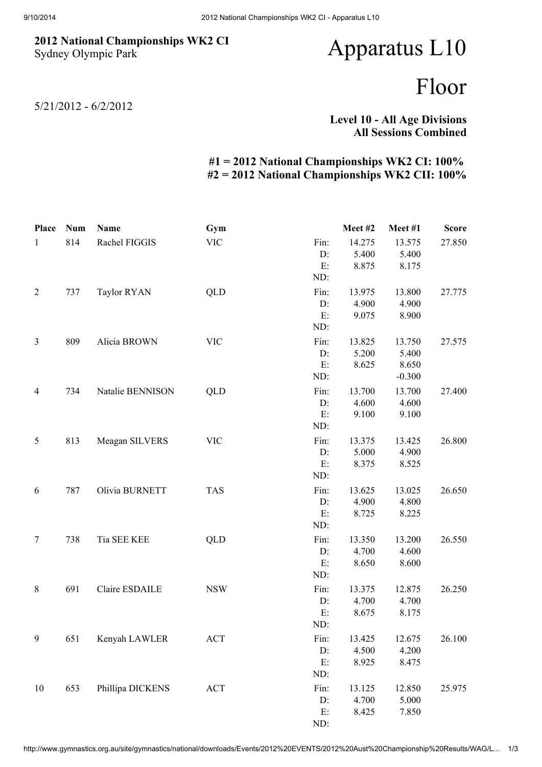**2012 National Championships WK2 CI**
Sydney Olympic Park

5/21/2012 - 6/2/2012

# Apparatus L10

# Floor

**Level 10 - All Age Divisions**
**All Sessions Combined**

**#1 = 2012 National Championships WK2 CI: 100%**
**#2 = 2012 National Championships WK2 CII: 100%**

| Place | Num | Name | Gym | | Meet #2 | Meet #1 | Score |
|---|---|---|---|---|---|---|---|
| 1 | 814 | Rachel FIGGIS | VIC | Fin: | 14.275 | 13.575 | 27.850 |
| | | | | D: | 5.400 | 5.400 | |
| | | | | E: | 8.875 | 8.175 | |
| | | | | ND: | | | |
| 2 | 737 | Taylor RYAN | QLD | Fin: | 13.975 | 13.800 | 27.775 |
| | | | | D: | 4.900 | 4.900 | |
| | | | | E: | 9.075 | 8.900 | |
| | | | | ND: | | | |
| 3 | 809 | Alicia BROWN | VIC | Fin: | 13.825 | 13.750 | 27.575 |
| | | | | D: | 5.200 | 5.400 | |
| | | | | E: | 8.625 | 8.650 | |
| | | | | ND: | | -0.300 | |
| 4 | 734 | Natalie BENNISON | QLD | Fin: | 13.700 | 13.700 | 27.400 |
| | | | | D: | 4.600 | 4.600 | |
| | | | | E: | 9.100 | 9.100 | |
| | | | | ND: | | | |
| 5 | 813 | Meagan SILVERS | VIC | Fin: | 13.375 | 13.425 | 26.800 |
| | | | | D: | 5.000 | 4.900 | |
| | | | | E: | 8.375 | 8.525 | |
| | | | | ND: | | | |
| 6 | 787 | Olivia BURNETT | TAS | Fin: | 13.625 | 13.025 | 26.650 |
| | | | | D: | 4.900 | 4.800 | |
| | | | | E: | 8.725 | 8.225 | |
| | | | | ND: | | | |
| 7 | 738 | Tia SEE KEE | QLD | Fin: | 13.350 | 13.200 | 26.550 |
| | | | | D: | 4.700 | 4.600 | |
| | | | | E: | 8.650 | 8.600 | |
| | | | | ND: | | | |
| 8 | 691 | Claire ESDAILE | NSW | Fin: | 13.375 | 12.875 | 26.250 |
| | | | | D: | 4.700 | 4.700 | |
| | | | | E: | 8.675 | 8.175 | |
| | | | | ND: | | | |
| 9 | 651 | Kenyah LAWLER | ACT | Fin: | 13.425 | 12.675 | 26.100 |
| | | | | D: | 4.500 | 4.200 | |
| | | | | E: | 8.925 | 8.475 | |
| | | | | ND: | | | |
| 10 | 653 | Phillipa DICKENS | ACT | Fin: | 13.125 | 12.850 | 25.975 |
| | | | | D: | 4.700 | 5.000 | |
| | | | | E: | 8.425 | 7.850 | |
| | | | | ND: | | | |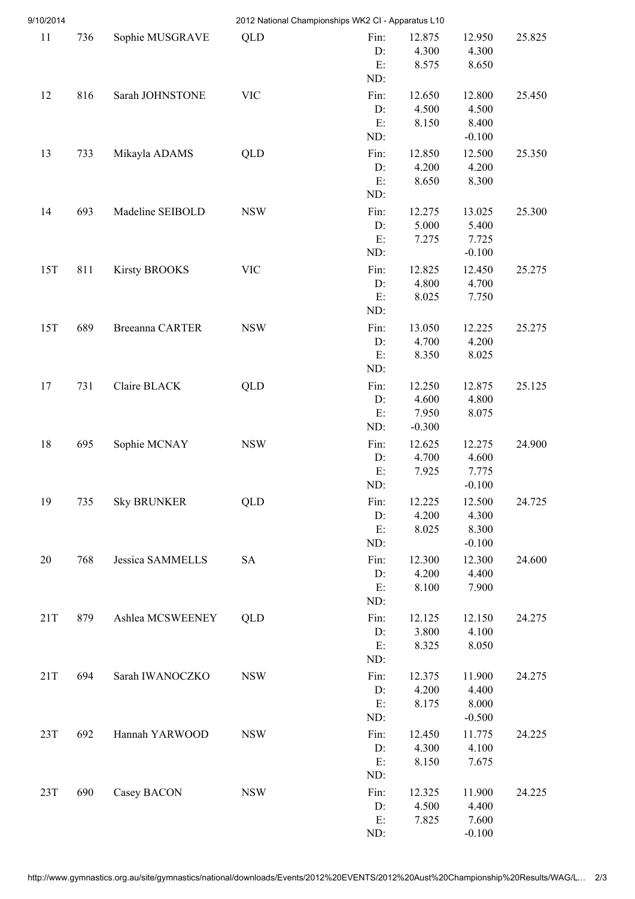| | | | | | | | |
|---|---|---|---|---|---|---|---|
| 11 | 736 | Sophie MUSGRAVE | QLD | Fin: | 12.875 | 12.950 | 25.825 |
| | | | | D: | 4.300 | 4.300 | |
| | | | | E: | 8.575 | 8.650 | |
| | | | | ND: | | | |
| 12 | 816 | Sarah JOHNSTONE | VIC | Fin: | 12.650 | 12.800 | 25.450 |
| | | | | D: | 4.500 | 4.500 | |
| | | | | E: | 8.150 | 8.400 | |
| | | | | ND: | | -0.100 | |
| 13 | 733 | Mikayla ADAMS | QLD | Fin: | 12.850 | 12.500 | 25.350 |
| | | | | D: | 4.200 | 4.200 | |
| | | | | E: | 8.650 | 8.300 | |
| | | | | ND: | | | |
| 14 | 693 | Madeline SEIBOLD | NSW | Fin: | 12.275 | 13.025 | 25.300 |
| | | | | D: | 5.000 | 5.400 | |
| | | | | E: | 7.275 | 7.725 | |
| | | | | ND: | | -0.100 | |
| 15T | 811 | Kirsty BROOKS | VIC | Fin: | 12.825 | 12.450 | 25.275 |
| | | | | D: | 4.800 | 4.700 | |
| | | | | E: | 8.025 | 7.750 | |
| | | | | ND: | | | |
| 15T | 689 | Breeanna CARTER | NSW | Fin: | 13.050 | 12.225 | 25.275 |
| | | | | D: | 4.700 | 4.200 | |
| | | | | E: | 8.350 | 8.025 | |
| | | | | ND: | | | |
| 17 | 731 | Claire BLACK | QLD | Fin: | 12.250 | 12.875 | 25.125 |
| | | | | D: | 4.600 | 4.800 | |
| | | | | E: | 7.950 | 8.075 | |
| | | | | ND: | -0.300 | | |
| 18 | 695 | Sophie MCNAY | NSW | Fin: | 12.625 | 12.275 | 24.900 |
| | | | | D: | 4.700 | 4.600 | |
| | | | | E: | 7.925 | 7.775 | |
| | | | | ND: | | -0.100 | |
| 19 | 735 | Sky BRUNKER | QLD | Fin: | 12.225 | 12.500 | 24.725 |
| | | | | D: | 4.200 | 4.300 | |
| | | | | E: | 8.025 | 8.300 | |
| | | | | ND: | | -0.100 | |
| 20 | 768 | Jessica SAMMELLS | SA | Fin: | 12.300 | 12.300 | 24.600 |
| | | | | D: | 4.200 | 4.400 | |
| | | | | E: | 8.100 | 7.900 | |
| | | | | ND: | | | |
| 21T | 879 | Ashlea MCSWEENEY | QLD | Fin: | 12.125 | 12.150 | 24.275 |
| | | | | D: | 3.800 | 4.100 | |
| | | | | E: | 8.325 | 8.050 | |
| | | | | ND: | | | |
| 21T | 694 | Sarah IWANOCZKO | NSW | Fin: | 12.375 | 11.900 | 24.275 |
| | | | | D: | 4.200 | 4.400 | |
| | | | | E: | 8.175 | 8.000 | |
| | | | | ND: | | -0.500 | |
| 23T | 692 | Hannah YARWOOD | NSW | Fin: | 12.450 | 11.775 | 24.225 |
| | | | | D: | 4.300 | 4.100 | |
| | | | | E: | 8.150 | 7.675 | |
| | | | | ND: | | | |
| 23T | 690 | Casey BACON | NSW | Fin: | 12.325 | 11.900 | 24.225 |
| | | | | D: | 4.500 | 4.400 | |
| | | | | E: | 7.825 | 7.600 | |
| | | | | ND: | | -0.100 | |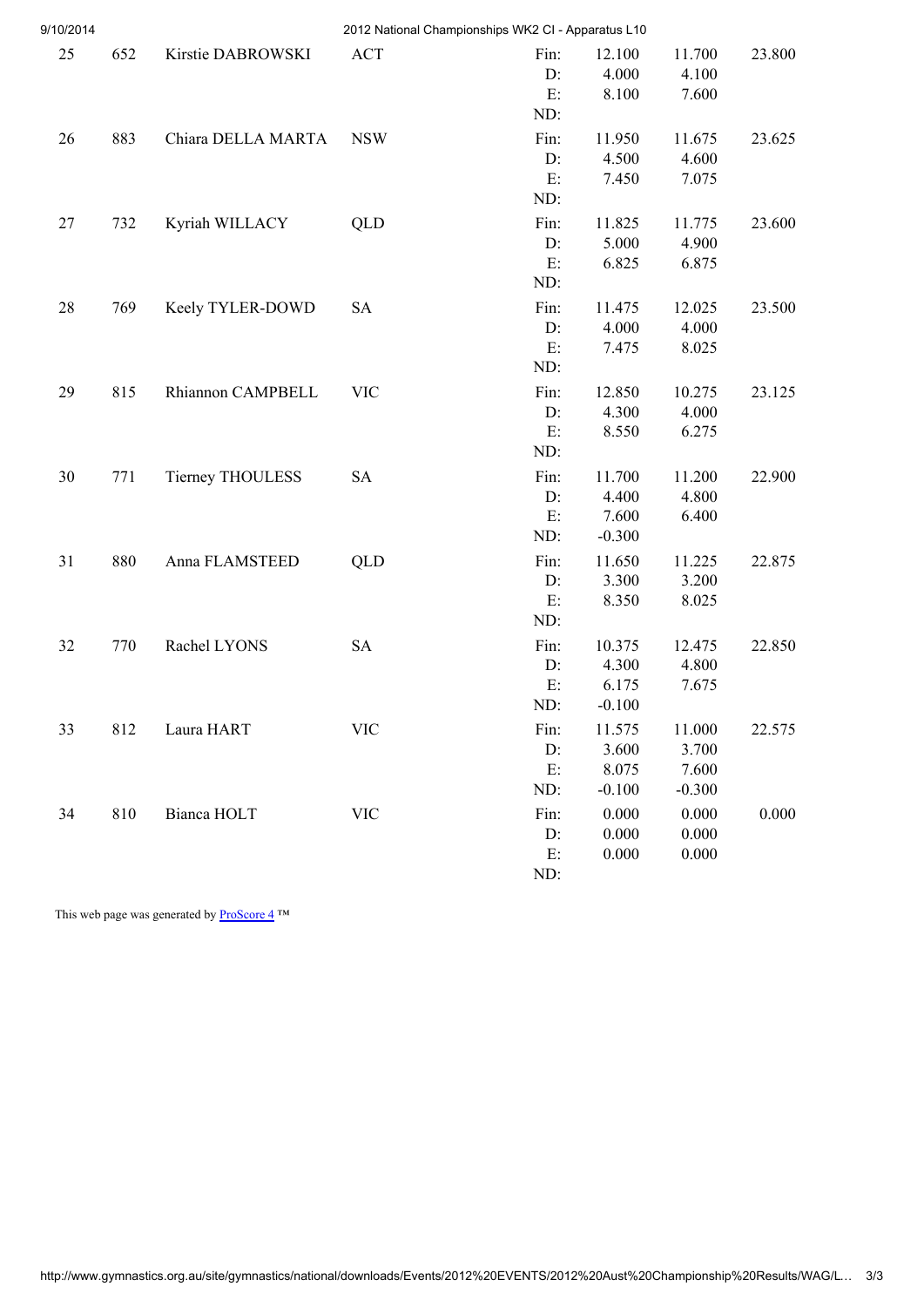| | | | | | | | |
|---|---|---|---|---|---|---|---|
| 25 | 652 | Kirstie DABROWSKI | ACT | Fin: | 12.100 | 11.700 | 23.800 |
| | | | | D: | 4.000 | 4.100 | |
| | | | | E: | 8.100 | 7.600 | |
| | | | | ND: | | | |
| 26 | 883 | Chiara DELLA MARTA | NSW | Fin: | 11.950 | 11.675 | 23.625 |
| | | | | D: | 4.500 | 4.600 | |
| | | | | E: | 7.450 | 7.075 | |
| | | | | ND: | | | |
| 27 | 732 | Kyriah WILLACY | QLD | Fin: | 11.825 | 11.775 | 23.600 |
| | | | | D: | 5.000 | 4.900 | |
| | | | | E: | 6.825 | 6.875 | |
| | | | | ND: | | | |
| 28 | 769 | Keely TYLER-DOWD | SA | Fin: | 11.475 | 12.025 | 23.500 |
| | | | | D: | 4.000 | 4.000 | |
| | | | | E: | 7.475 | 8.025 | |
| | | | | ND: | | | |
| 29 | 815 | Rhiannon CAMPBELL | VIC | Fin: | 12.850 | 10.275 | 23.125 |
| | | | | D: | 4.300 | 4.000 | |
| | | | | E: | 8.550 | 6.275 | |
| | | | | ND: | | | |
| 30 | 771 | Tierney THOULESS | SA | Fin: | 11.700 | 11.200 | 22.900 |
| | | | | D: | 4.400 | 4.800 | |
| | | | | E: | 7.600 | 6.400 | |
| | | | | ND: | -0.300 | | |
| 31 | 880 | Anna FLAMSTEED | QLD | Fin: | 11.650 | 11.225 | 22.875 |
| | | | | D: | 3.300 | 3.200 | |
| | | | | E: | 8.350 | 8.025 | |
| | | | | ND: | | | |
| 32 | 770 | Rachel LYONS | SA | Fin: | 10.375 | 12.475 | 22.850 |
| | | | | D: | 4.300 | 4.800 | |
| | | | | E: | 6.175 | 7.675 | |
| | | | | ND: | -0.100 | | |
| 33 | 812 | Laura HART | VIC | Fin: | 11.575 | 11.000 | 22.575 |
| | | | | D: | 3.600 | 3.700 | |
| | | | | E: | 8.075 | 7.600 | |
| | | | | ND: | -0.100 | -0.300 | |
| 34 | 810 | Bianca HOLT | VIC | Fin: | 0.000 | 0.000 | 0.000 |
| | | | | D: | 0.000 | 0.000 | |
| | | | | E: | 0.000 | 0.000 | |
| | | | | ND: | | | |

This web page was generated by ProScore 4 ™